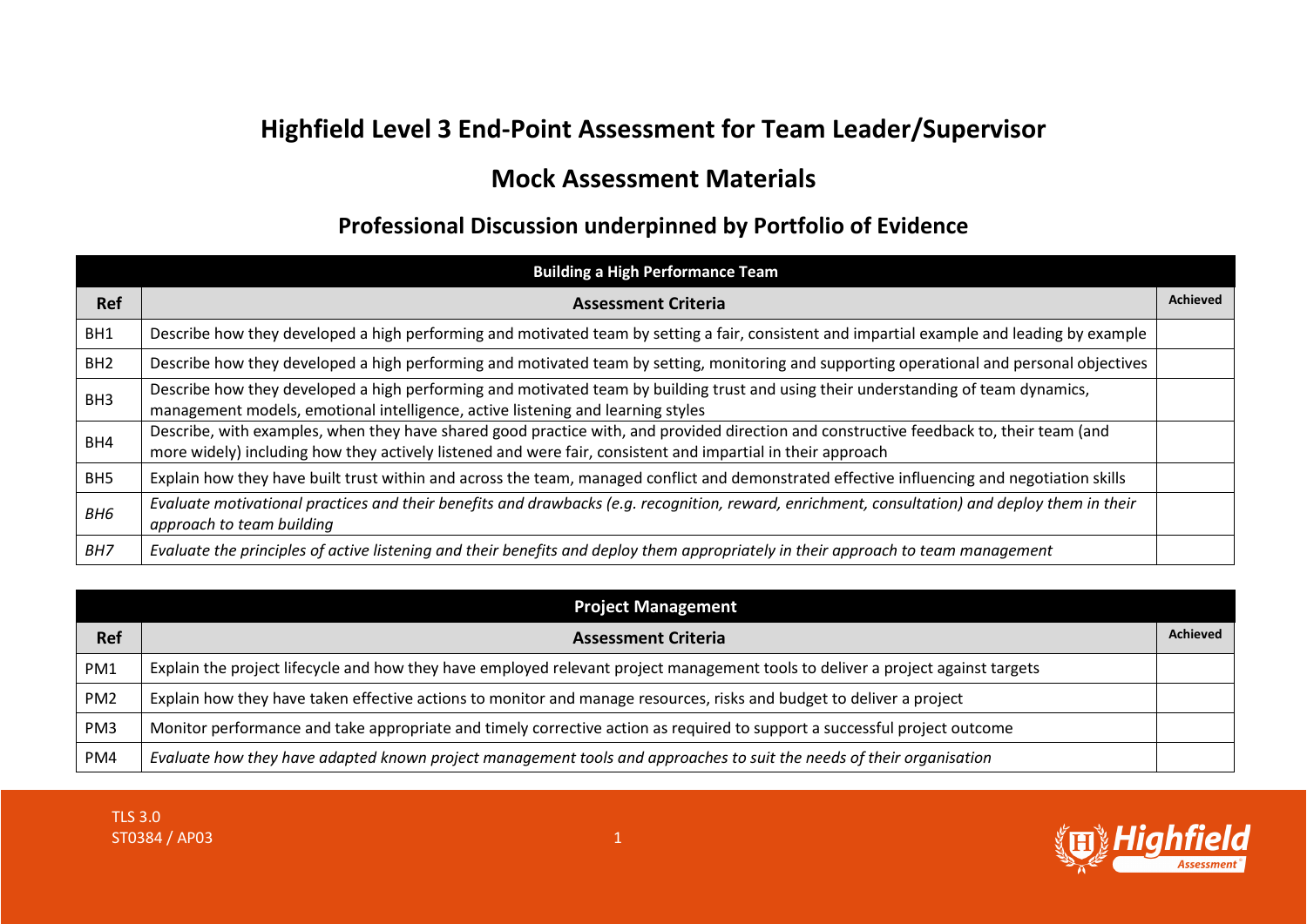# Highfield Level 3 End-Point Assessment for Team Leader/Supervisor

## Mock Assessment Materials

### Professional Discussion underpinned by Portfolio of Evidence

| Building a High Performance Team | | |
|---|---|---|
| **Ref** | **Assessment Criteria** | **Achieved** |
| BH1 | Describe how they developed a high performing and motivated team by setting a fair, consistent and impartial example and leading by example | |
| BH2 | Describe how they developed a high performing and motivated team by setting, monitoring and supporting operational and personal objectives | |
| BH3 | Describe how they developed a high performing and motivated team by building trust and using their understanding of team dynamics, management models, emotional intelligence, active listening and learning styles | |
| BH4 | Describe, with examples, when they have shared good practice with, and provided direction and constructive feedback to, their team (and more widely) including how they actively listened and were fair, consistent and impartial in their approach | |
| BH5 | Explain how they have built trust within and across the team, managed conflict and demonstrated effective influencing and negotiation skills | |
| *BH6* | *Evaluate motivational practices and their benefits and drawbacks (e.g. recognition, reward, enrichment, consultation) and deploy them in their approach to team building* | |
| *BH7* | *Evaluate the principles of active listening and their benefits and deploy them appropriately in their approach to team management* | |

| Project Management | | |
|---|---|---|
| **Ref** | **Assessment Criteria** | **Achieved** |
| PM1 | Explain the project lifecycle and how they have employed relevant project management tools to deliver a project against targets | |
| PM2 | Explain how they have taken effective actions to monitor and manage resources, risks and budget to deliver a project | |
| PM3 | Monitor performance and take appropriate and timely corrective action as required to support a successful project outcome | |
| PM4 | *Evaluate how they have adapted known project management tools and approaches to suit the needs of their organisation* | |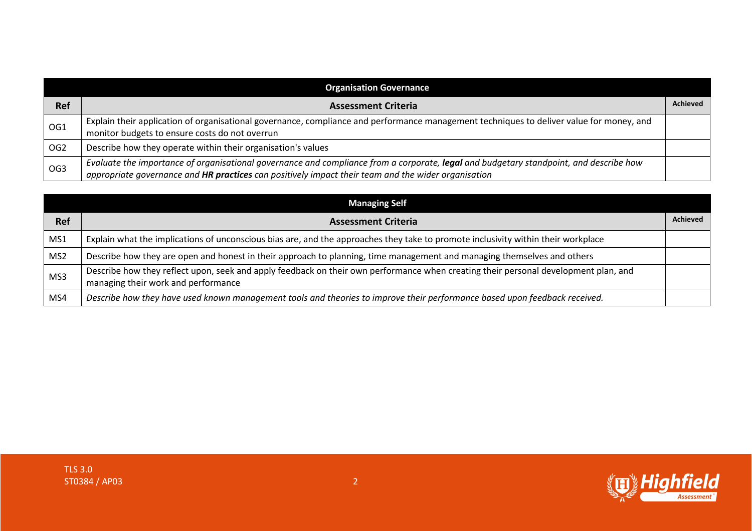| Organisation Governance | | |
|---|---|---|
| **Ref** | **Assessment Criteria** | **Achieved** |
| OG1 | Explain their application of organisational governance, compliance and performance management techniques to deliver value for money, and monitor budgets to ensure costs do not overrun | |
| OG2 | Describe how they operate within their organisation's values | |
| OG3 | *Evaluate the importance of organisational governance and compliance from a corporate,* ***legal*** *and budgetary standpoint, and describe how appropriate governance and* ***HR practices*** *can positively impact their team and the wider organisation* | |

| Managing Self | | |
|---|---|---|
| **Ref** | **Assessment Criteria** | **Achieved** |
| MS1 | Explain what the implications of unconscious bias are, and the approaches they take to promote inclusivity within their workplace | |
| MS2 | Describe how they are open and honest in their approach to planning, time management and managing themselves and others | |
| MS3 | Describe how they reflect upon, seek and apply feedback on their own performance when creating their personal development plan, and managing their work and performance | |
| MS4 | *Describe how they have used known management tools and theories to improve their performance based upon feedback received.* | |